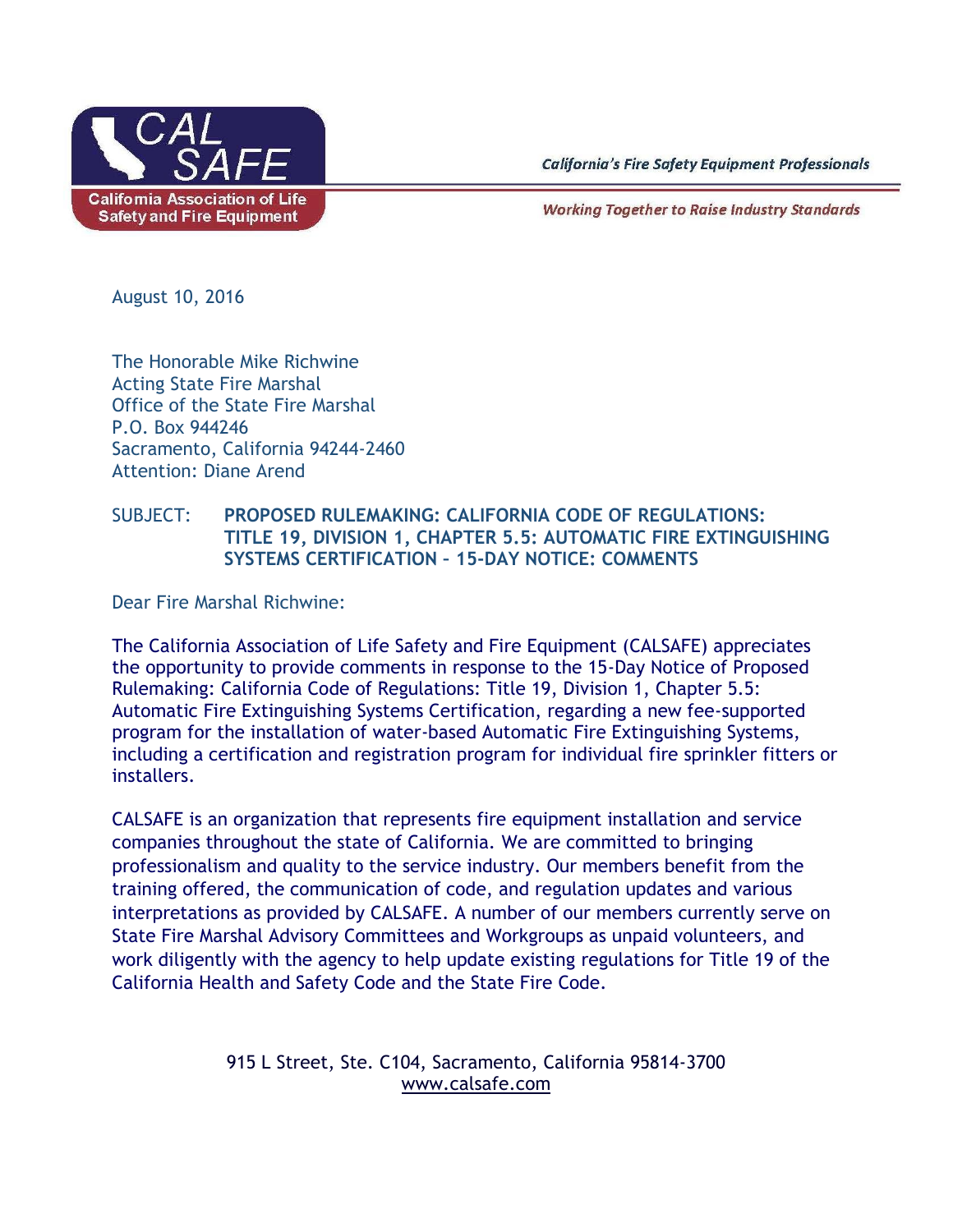**CAL SAFE**
**California Association of Life Safety and Fire Equipment**

*California's Fire Safety Equipment Professionals*

*Working Together to Raise Industry Standards*

August 10, 2016

The Honorable Mike Richwine
Acting State Fire Marshal
Office of the State Fire Marshal
P.O. Box 944246
Sacramento, California 94244-2460
Attention: Diane Arend

SUBJECT: **PROPOSED RULEMAKING: CALIFORNIA CODE OF REGULATIONS: TITLE 19, DIVISION 1, CHAPTER 5.5: AUTOMATIC FIRE EXTINGUISHING SYSTEMS CERTIFICATION – 15-DAY NOTICE: COMMENTS**

Dear Fire Marshal Richwine:

The California Association of Life Safety and Fire Equipment (CALSAFE) appreciates the opportunity to provide comments in response to the 15-Day Notice of Proposed Rulemaking: California Code of Regulations: Title 19, Division 1, Chapter 5.5: Automatic Fire Extinguishing Systems Certification, regarding a new fee-supported program for the installation of water-based Automatic Fire Extinguishing Systems, including a certification and registration program for individual fire sprinkler fitters or installers.

CALSAFE is an organization that represents fire equipment installation and service companies throughout the state of California. We are committed to bringing professionalism and quality to the service industry. Our members benefit from the training offered, the communication of code, and regulation updates and various interpretations as provided by CALSAFE. A number of our members currently serve on State Fire Marshal Advisory Committees and Workgroups as unpaid volunteers, and work diligently with the agency to help update existing regulations for Title 19 of the California Health and Safety Code and the State Fire Code.

915 L Street, Ste. C104, Sacramento, California 95814-3700
www.calsafe.com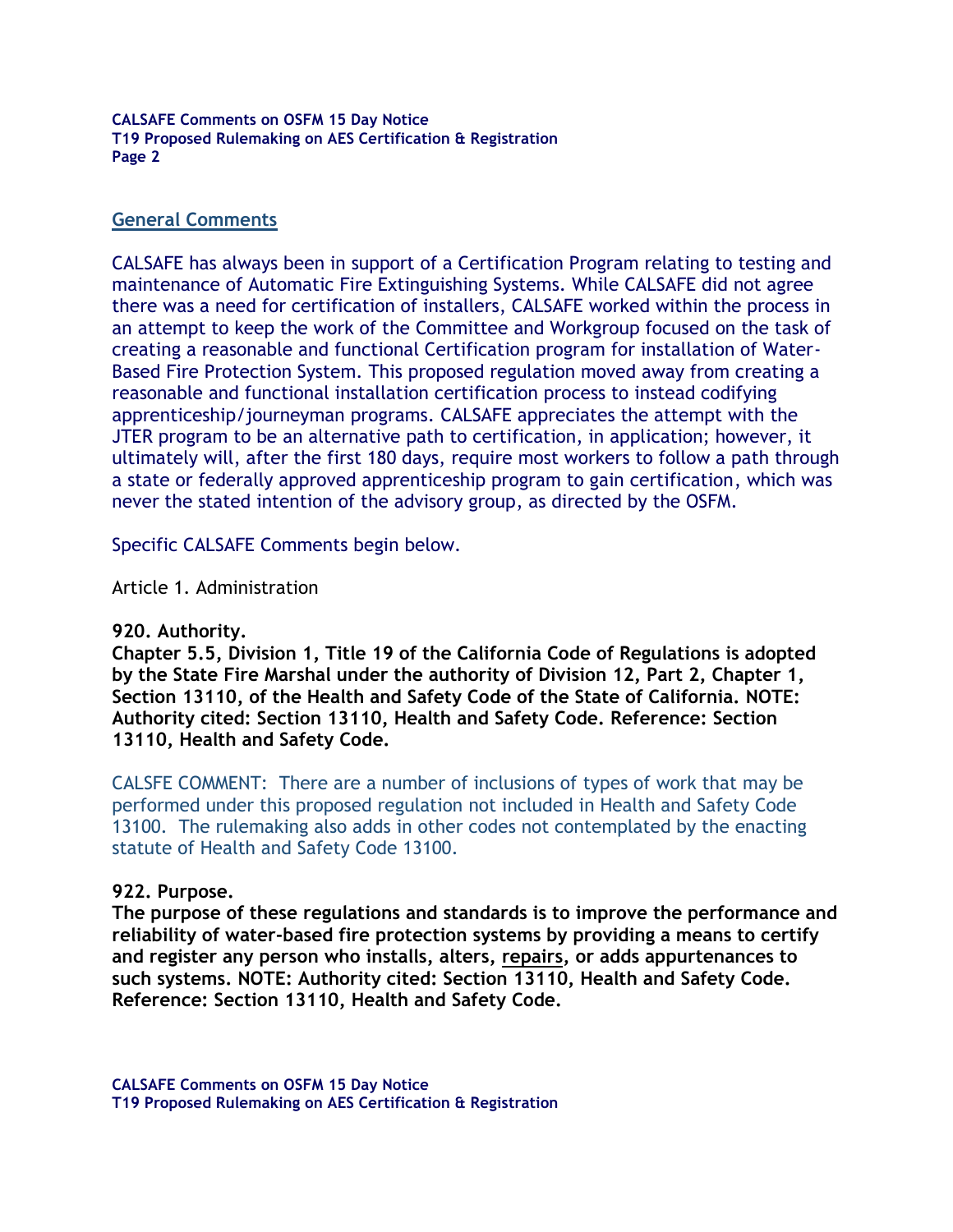## General Comments

CALSAFE has always been in support of a Certification Program relating to testing and maintenance of Automatic Fire Extinguishing Systems. While CALSAFE did not agree there was a need for certification of installers, CALSAFE worked within the process in an attempt to keep the work of the Committee and Workgroup focused on the task of creating a reasonable and functional Certification program for installation of Water-Based Fire Protection System. This proposed regulation moved away from creating a reasonable and functional installation certification process to instead codifying apprenticeship/journeyman programs. CALSAFE appreciates the attempt with the JTER program to be an alternative path to certification, in application; however, it ultimately will, after the first 180 days, require most workers to follow a path through a state or federally approved apprenticeship program to gain certification, which was never the stated intention of the advisory group, as directed by the OSFM.

Specific CALSAFE Comments begin below.

Article 1. Administration

**920. Authority.**
**Chapter 5.5, Division 1, Title 19 of the California Code of Regulations is adopted by the State Fire Marshal under the authority of Division 12, Part 2, Chapter 1, Section 13110, of the Health and Safety Code of the State of California. NOTE: Authority cited: Section 13110, Health and Safety Code. Reference: Section 13110, Health and Safety Code.**

CALSFE COMMENT: There are a number of inclusions of types of work that may be performed under this proposed regulation not included in Health and Safety Code 13100. The rulemaking also adds in other codes not contemplated by the enacting statute of Health and Safety Code 13100.

**922. Purpose.**
**The purpose of these regulations and standards is to improve the performance and reliability of water-based fire protection systems by providing a means to certify and register any person who installs, alters, <u>repairs</u>, or adds appurtenances to such systems. NOTE: Authority cited: Section 13110, Health and Safety Code. Reference: Section 13110, Health and Safety Code.**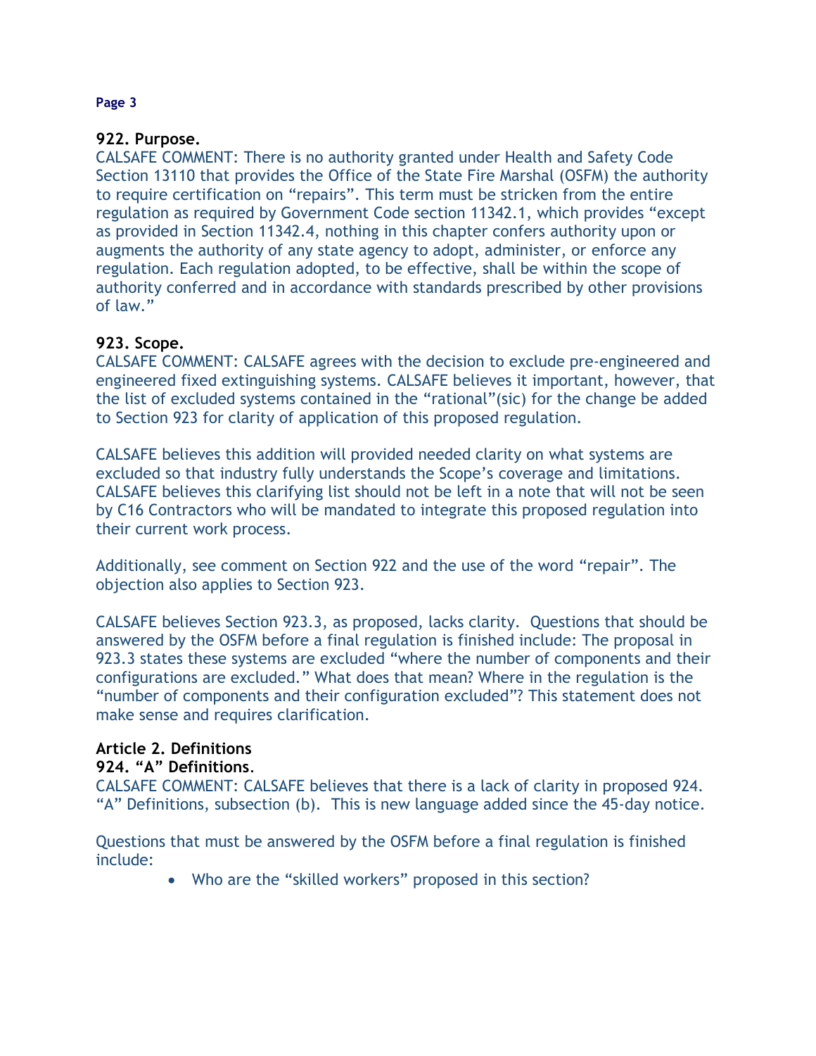### 922. Purpose.

CALSAFE COMMENT: There is no authority granted under Health and Safety Code Section 13110 that provides the Office of the State Fire Marshal (OSFM) the authority to require certification on "repairs". This term must be stricken from the entire regulation as required by Government Code section 11342.1, which provides "except as provided in Section 11342.4, nothing in this chapter confers authority upon or augments the authority of any state agency to adopt, administer, or enforce any regulation. Each regulation adopted, to be effective, shall be within the scope of authority conferred and in accordance with standards prescribed by other provisions of law."

### 923. Scope.

CALSAFE COMMENT: CALSAFE agrees with the decision to exclude pre-engineered and engineered fixed extinguishing systems. CALSAFE believes it important, however, that the list of excluded systems contained in the "rational"(sic) for the change be added to Section 923 for clarity of application of this proposed regulation.

CALSAFE believes this addition will provided needed clarity on what systems are excluded so that industry fully understands the Scope's coverage and limitations. CALSAFE believes this clarifying list should not be left in a note that will not be seen by C16 Contractors who will be mandated to integrate this proposed regulation into their current work process.

Additionally, see comment on Section 922 and the use of the word "repair". The objection also applies to Section 923.

CALSAFE believes Section 923.3, as proposed, lacks clarity. Questions that should be answered by the OSFM before a final regulation is finished include: The proposal in 923.3 states these systems are excluded "where the number of components and their configurations are excluded." What does that mean? Where in the regulation is the "number of components and their configuration excluded"? This statement does not make sense and requires clarification.

## Article 2. Definitions

### 924. "A" Definitions.

CALSAFE COMMENT: CALSAFE believes that there is a lack of clarity in proposed 924. "A" Definitions, subsection (b). This is new language added since the 45-day notice.

Questions that must be answered by the OSFM before a final regulation is finished include:

- Who are the "skilled workers" proposed in this section?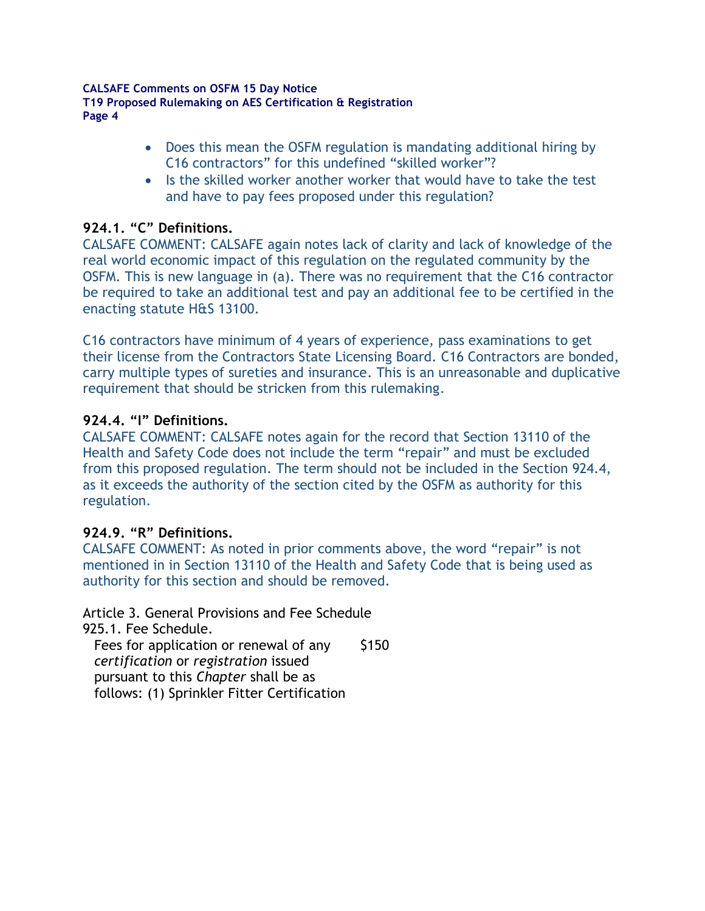- Does this mean the OSFM regulation is mandating additional hiring by C16 contractors" for this undefined "skilled worker"?
- Is the skilled worker another worker that would have to take the test and have to pay fees proposed under this regulation?

**924.1. "C" Definitions.**

CALSAFE COMMENT: CALSAFE again notes lack of clarity and lack of knowledge of the real world economic impact of this regulation on the regulated community by the OSFM. This is new language in (a). There was no requirement that the C16 contractor be required to take an additional test and pay an additional fee to be certified in the enacting statute H&S 13100.

C16 contractors have minimum of 4 years of experience, pass examinations to get their license from the Contractors State Licensing Board. C16 Contractors are bonded, carry multiple types of sureties and insurance. This is an unreasonable and duplicative requirement that should be stricken from this rulemaking.

**924.4. "I" Definitions.**

CALSAFE COMMENT: CALSAFE notes again for the record that Section 13110 of the Health and Safety Code does not include the term "repair" and must be excluded from this proposed regulation. The term should not be included in the Section 924.4, as it exceeds the authority of the section cited by the OSFM as authority for this regulation.

**924.9. "R" Definitions.**

CALSAFE COMMENT: As noted in prior comments above, the word "repair" is not mentioned in in Section 13110 of the Health and Safety Code that is being used as authority for this section and should be removed.

Article 3. General Provisions and Fee Schedule

925.1. Fee Schedule.

| Fees for application or renewal of any *certification* or *registration* issued pursuant to this *Chapter* shall be as follows: (1) Sprinkler Fitter Certification | $150 |
|---|---|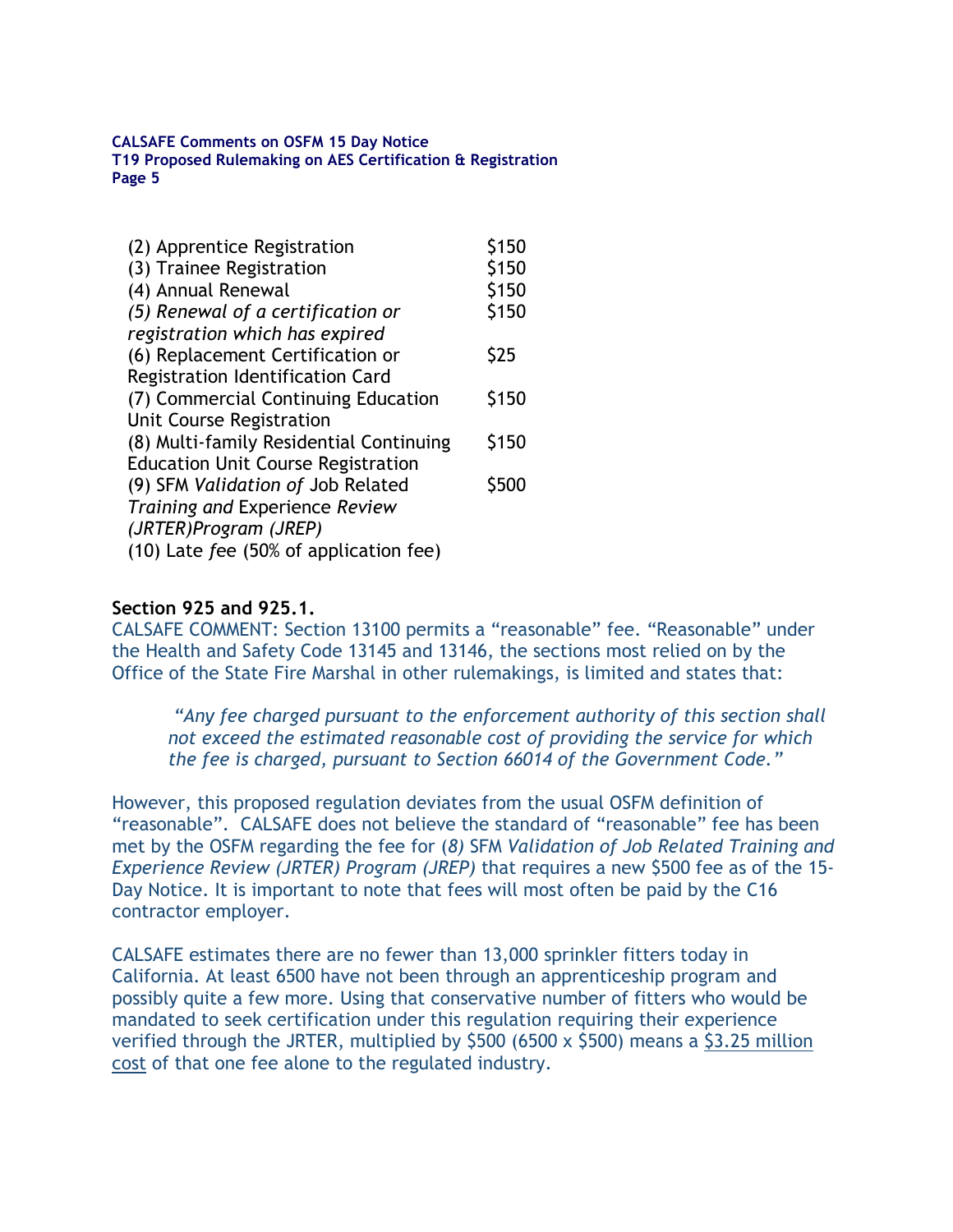| | |
|---|---|
| (2) Apprentice Registration | $150 |
| (3) Trainee Registration | $150 |
| (4) Annual Renewal | $150 |
| *(5) Renewal of a certification or registration which has expired* | $150 |
| (6) Replacement Certification or Registration Identification Card | $25 |
| (7) Commercial Continuing Education Unit Course Registration | $150 |
| (8) Multi-family Residential Continuing Education Unit Course Registration | $150 |
| (9) SFM *Validation of* Job Related *Training and* Experience *Review (JRTER)Program (JREP)* | $500 |
| (10) Late *f*ee (50% of application fee) | |

**Section 925 and 925.1.**

CALSAFE COMMENT: Section 13100 permits a "reasonable" fee. "Reasonable" under the Health and Safety Code 13145 and 13146, the sections most relied on by the Office of the State Fire Marshal in other rulemakings, is limited and states that:

> *"Any fee charged pursuant to the enforcement authority of this section shall not exceed the estimated reasonable cost of providing the service for which the fee is charged, pursuant to Section 66014 of the Government Code."*

However, this proposed regulation deviates from the usual OSFM definition of "reasonable". CALSAFE does not believe the standard of "reasonable" fee has been met by the OSFM regarding the fee for (*8)* SFM *Validation of Job Related Training and Experience Review (JRTER) Program (JREP)* that requires a new $500 fee as of the 15-Day Notice. It is important to note that fees will most often be paid by the C16 contractor employer.

CALSAFE estimates there are no fewer than 13,000 sprinkler fitters today in California. At least 6500 have not been through an apprenticeship program and possibly quite a few more. Using that conservative number of fitters who would be mandated to seek certification under this regulation requiring their experience verified through the JRTER, multiplied by $500 (6500 x $500) means a <u>$3.25 million cost</u> of that one fee alone to the regulated industry.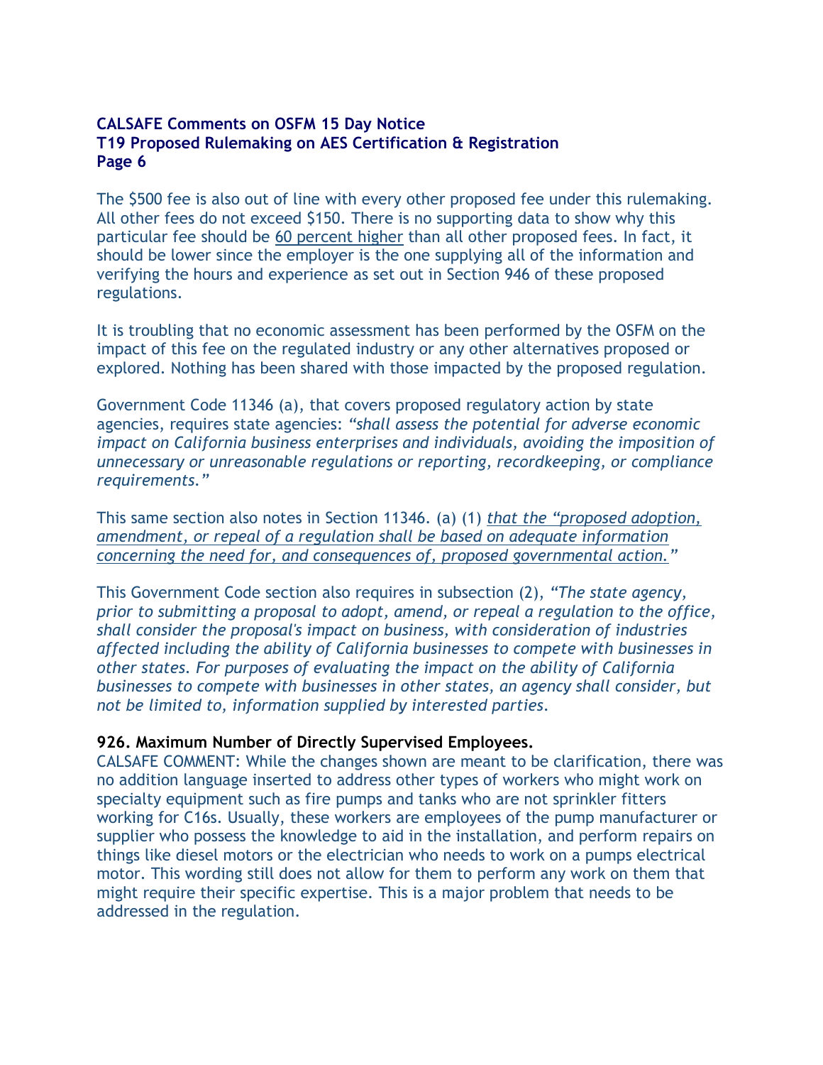The $500 fee is also out of line with every other proposed fee under this rulemaking. All other fees do not exceed $150. There is no supporting data to show why this particular fee should be <u>60 percent higher</u> than all other proposed fees. In fact, it should be lower since the employer is the one supplying all of the information and verifying the hours and experience as set out in Section 946 of these proposed regulations.

It is troubling that no economic assessment has been performed by the OSFM on the impact of this fee on the regulated industry or any other alternatives proposed or explored. Nothing has been shared with those impacted by the proposed regulation.

Government Code 11346 (a), that covers proposed regulatory action by state agencies, requires state agencies: *"shall assess the potential for adverse economic impact on California business enterprises and individuals, avoiding the imposition of unnecessary or unreasonable regulations or reporting, recordkeeping, or compliance requirements."*

This same section also notes in Section 11346. (a) (1) *<u>that the "proposed adoption, amendment, or repeal of a regulation shall be based on adequate information concerning the need for, and consequences of, proposed governmental action."</u>*

This Government Code section also requires in subsection (2), *"The state agency, prior to submitting a proposal to adopt, amend, or repeal a regulation to the office, shall consider the proposal's impact on business, with consideration of industries affected including the ability of California businesses to compete with businesses in other states. For purposes of evaluating the impact on the ability of California businesses to compete with businesses in other states, an agency shall consider, but not be limited to, information supplied by interested parties.*

**926. Maximum Number of Directly Supervised Employees.**

CALSAFE COMMENT: While the changes shown are meant to be clarification, there was no addition language inserted to address other types of workers who might work on specialty equipment such as fire pumps and tanks who are not sprinkler fitters working for C16s. Usually, these workers are employees of the pump manufacturer or supplier who possess the knowledge to aid in the installation, and perform repairs on things like diesel motors or the electrician who needs to work on a pumps electrical motor. This wording still does not allow for them to perform any work on them that might require their specific expertise. This is a major problem that needs to be addressed in the regulation.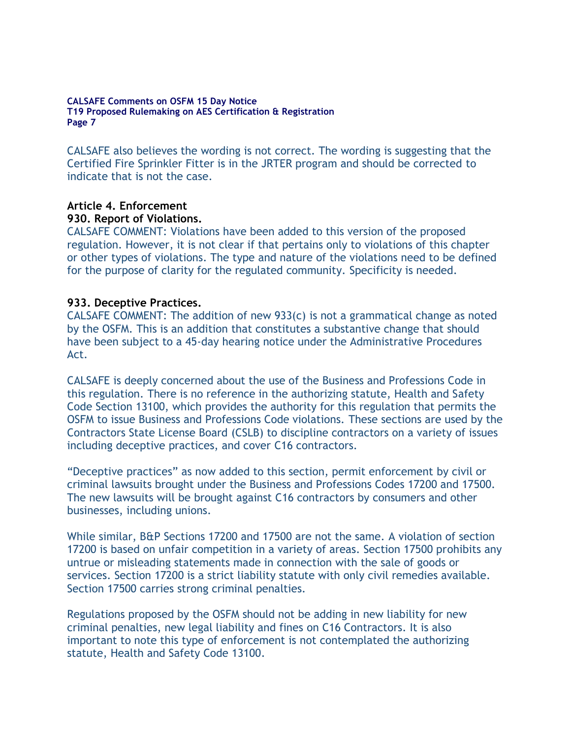CALSAFE also believes the wording is not correct. The wording is suggesting that the Certified Fire Sprinkler Fitter is in the JRTER program and should be corrected to indicate that is not the case.

**Article 4. Enforcement**

**930. Report of Violations.**

CALSAFE COMMENT: Violations have been added to this version of the proposed regulation. However, it is not clear if that pertains only to violations of this chapter or other types of violations. The type and nature of the violations need to be defined for the purpose of clarity for the regulated community. Specificity is needed.

**933. Deceptive Practices.**

CALSAFE COMMENT: The addition of new 933(c) is not a grammatical change as noted by the OSFM. This is an addition that constitutes a substantive change that should have been subject to a 45-day hearing notice under the Administrative Procedures Act.

CALSAFE is deeply concerned about the use of the Business and Professions Code in this regulation. There is no reference in the authorizing statute, Health and Safety Code Section 13100, which provides the authority for this regulation that permits the OSFM to issue Business and Professions Code violations. These sections are used by the Contractors State License Board (CSLB) to discipline contractors on a variety of issues including deceptive practices, and cover C16 contractors.

"Deceptive practices" as now added to this section, permit enforcement by civil or criminal lawsuits brought under the Business and Professions Codes 17200 and 17500. The new lawsuits will be brought against C16 contractors by consumers and other businesses, including unions.

While similar, B&P Sections 17200 and 17500 are not the same. A violation of section 17200 is based on unfair competition in a variety of areas. Section 17500 prohibits any untrue or misleading statements made in connection with the sale of goods or services. Section 17200 is a strict liability statute with only civil remedies available. Section 17500 carries strong criminal penalties.

Regulations proposed by the OSFM should not be adding in new liability for new criminal penalties, new legal liability and fines on C16 Contractors. It is also important to note this type of enforcement is not contemplated the authorizing statute, Health and Safety Code 13100.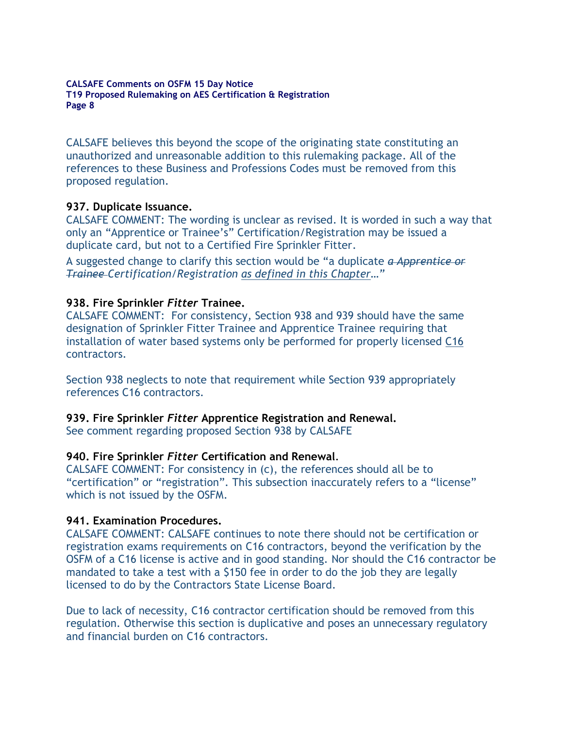CALSAFE believes this beyond the scope of the originating state constituting an unauthorized and unreasonable addition to this rulemaking package. All of the references to these Business and Professions Codes must be removed from this proposed regulation.

**937. Duplicate Issuance.**

CALSAFE COMMENT: The wording is unclear as revised. It is worded in such a way that only an "Apprentice or Trainee's" Certification/Registration may be issued a duplicate card, but not to a Certified Fire Sprinkler Fitter.

A suggested change to clarify this section would be "a duplicate ~~*a Apprentice or Trainee*~~ *Certification/Registration* <u>*as defined in this Chapter*</u>…"

**938. Fire Sprinkler *Fitter* Trainee.**

CALSAFE COMMENT: For consistency, Section 938 and 939 should have the same designation of Sprinkler Fitter Trainee and Apprentice Trainee requiring that installation of water based systems only be performed for properly licensed <u>C16</u> contractors.

Section 938 neglects to note that requirement while Section 939 appropriately references C16 contractors.

**939. Fire Sprinkler *Fitter* Apprentice Registration and Renewal.**

See comment regarding proposed Section 938 by CALSAFE

**940. Fire Sprinkler *Fitter* Certification and Renewal.**

CALSAFE COMMENT: For consistency in (c), the references should all be to "certification" or "registration". This subsection inaccurately refers to a "license" which is not issued by the OSFM.

**941. Examination Procedures.**

CALSAFE COMMENT: CALSAFE continues to note there should not be certification or registration exams requirements on C16 contractors, beyond the verification by the OSFM of a C16 license is active and in good standing. Nor should the C16 contractor be mandated to take a test with a $150 fee in order to do the job they are legally licensed to do by the Contractors State License Board.

Due to lack of necessity, C16 contractor certification should be removed from this regulation. Otherwise this section is duplicative and poses an unnecessary regulatory and financial burden on C16 contractors.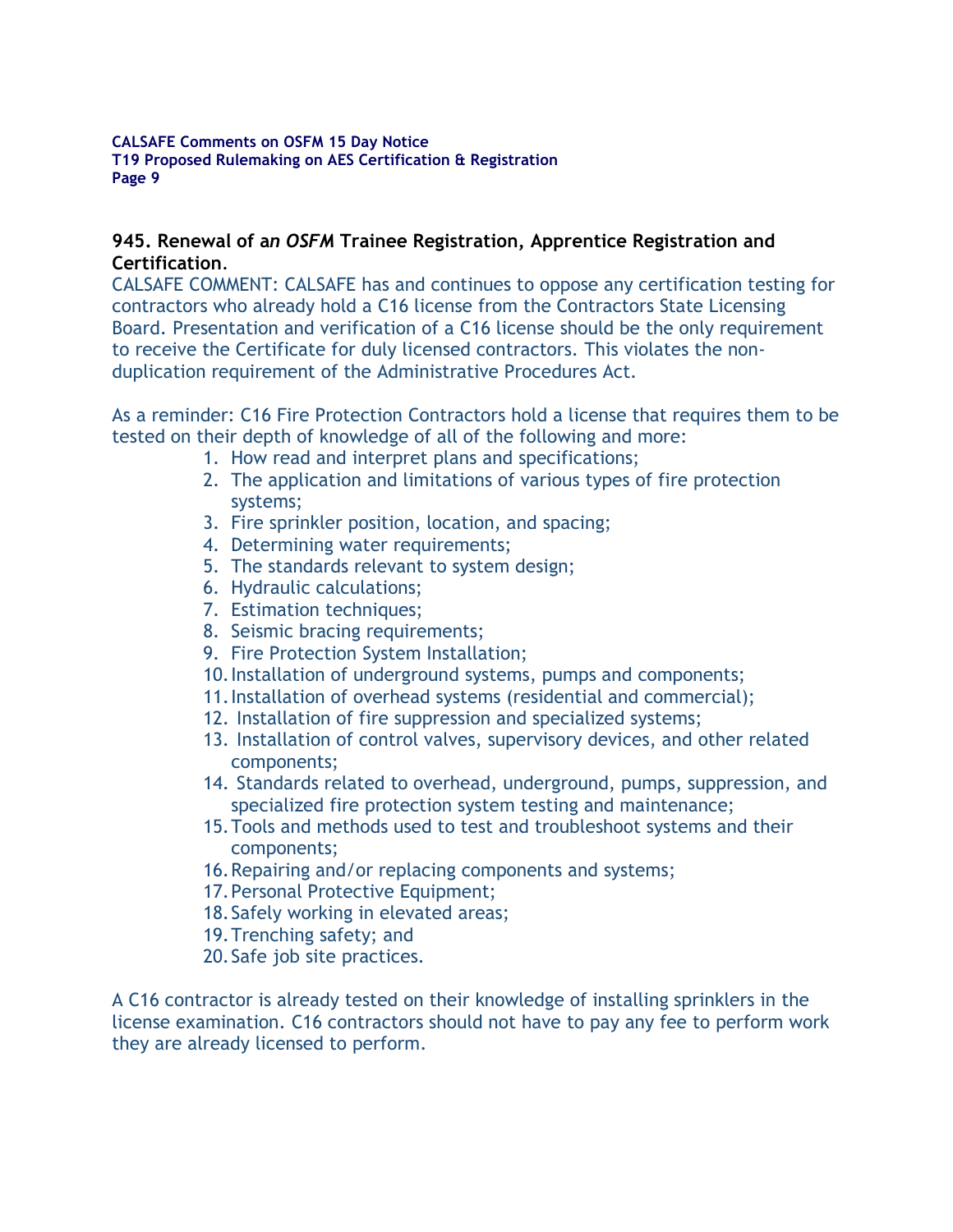**945. Renewal of a*n OSFM* Trainee Registration, Apprentice Registration and Certification.**

CALSAFE COMMENT: CALSAFE has and continues to oppose any certification testing for contractors who already hold a C16 license from the Contractors State Licensing Board. Presentation and verification of a C16 license should be the only requirement to receive the Certificate for duly licensed contractors. This violates the non-duplication requirement of the Administrative Procedures Act.

As a reminder: C16 Fire Protection Contractors hold a license that requires them to be tested on their depth of knowledge of all of the following and more:

1. How read and interpret plans and specifications;
2. The application and limitations of various types of fire protection systems;
3. Fire sprinkler position, location, and spacing;
4. Determining water requirements;
5. The standards relevant to system design;
6. Hydraulic calculations;
7. Estimation techniques;
8. Seismic bracing requirements;
9. Fire Protection System Installation;
10. Installation of underground systems, pumps and components;
11. Installation of overhead systems (residential and commercial);
12. Installation of fire suppression and specialized systems;
13. Installation of control valves, supervisory devices, and other related components;
14. Standards related to overhead, underground, pumps, suppression, and specialized fire protection system testing and maintenance;
15. Tools and methods used to test and troubleshoot systems and their components;
16. Repairing and/or replacing components and systems;
17. Personal Protective Equipment;
18. Safely working in elevated areas;
19. Trenching safety; and
20. Safe job site practices.

A C16 contractor is already tested on their knowledge of installing sprinklers in the license examination. C16 contractors should not have to pay any fee to perform work they are already licensed to perform.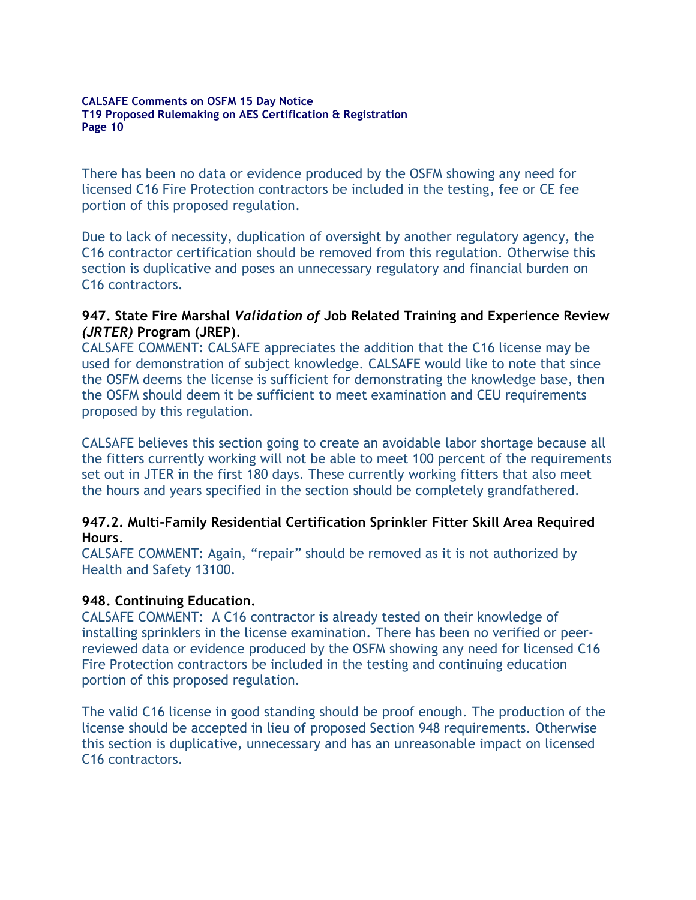There has been no data or evidence produced by the OSFM showing any need for licensed C16 Fire Protection contractors be included in the testing, fee or CE fee portion of this proposed regulation.

Due to lack of necessity, duplication of oversight by another regulatory agency, the C16 contractor certification should be removed from this regulation. Otherwise this section is duplicative and poses an unnecessary regulatory and financial burden on C16 contractors.

**947. State Fire Marshal *Validation of* Job Related Training and Experience Review *(JRTER)* Program (JREP).**

CALSAFE COMMENT: CALSAFE appreciates the addition that the C16 license may be used for demonstration of subject knowledge. CALSAFE would like to note that since the OSFM deems the license is sufficient for demonstrating the knowledge base, then the OSFM should deem it be sufficient to meet examination and CEU requirements proposed by this regulation.

CALSAFE believes this section going to create an avoidable labor shortage because all the fitters currently working will not be able to meet 100 percent of the requirements set out in JTER in the first 180 days. These currently working fitters that also meet the hours and years specified in the section should be completely grandfathered.

**947.2. Multi-Family Residential Certification Sprinkler Fitter Skill Area Required Hours.**

CALSAFE COMMENT: Again, “repair” should be removed as it is not authorized by Health and Safety 13100.

**948. Continuing Education.**

CALSAFE COMMENT: A C16 contractor is already tested on their knowledge of installing sprinklers in the license examination. There has been no verified or peer-reviewed data or evidence produced by the OSFM showing any need for licensed C16 Fire Protection contractors be included in the testing and continuing education portion of this proposed regulation.

The valid C16 license in good standing should be proof enough. The production of the license should be accepted in lieu of proposed Section 948 requirements. Otherwise this section is duplicative, unnecessary and has an unreasonable impact on licensed C16 contractors.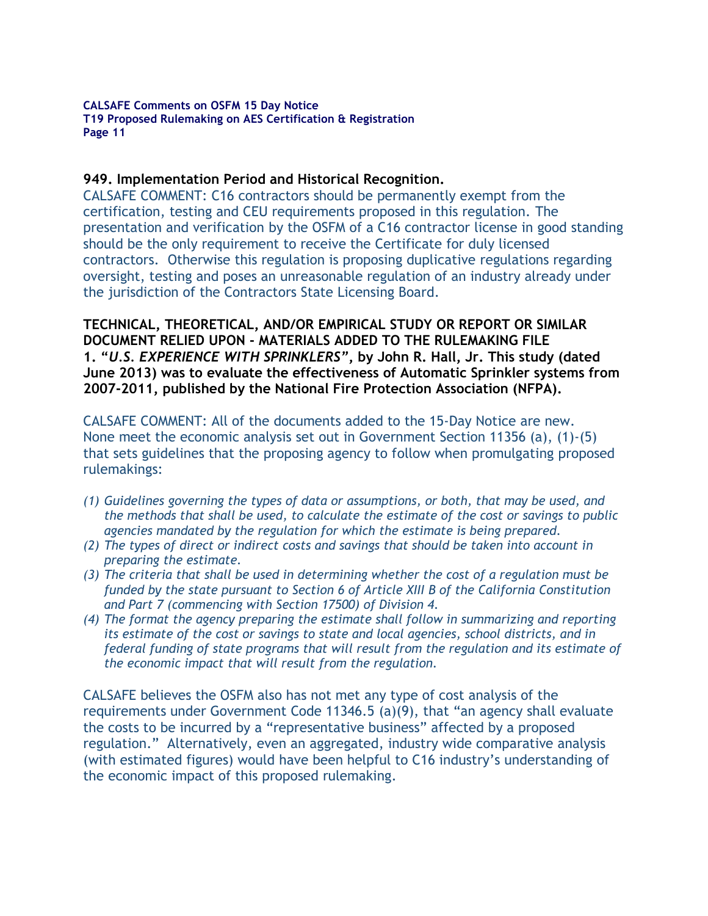**949. Implementation Period and Historical Recognition.**

CALSAFE COMMENT: C16 contractors should be permanently exempt from the certification, testing and CEU requirements proposed in this regulation. The presentation and verification by the OSFM of a C16 contractor license in good standing should be the only requirement to receive the Certificate for duly licensed contractors. Otherwise this regulation is proposing duplicative regulations regarding oversight, testing and poses an unreasonable regulation of an industry already under the jurisdiction of the Contractors State Licensing Board.

**TECHNICAL, THEORETICAL, AND/OR EMPIRICAL STUDY OR REPORT OR SIMILAR DOCUMENT RELIED UPON - MATERIALS ADDED TO THE RULEMAKING FILE**
**1. "*U.S. EXPERIENCE WITH SPRINKLERS*", by John R. Hall, Jr. This study (dated June 2013) was to evaluate the effectiveness of Automatic Sprinkler systems from 2007-2011, published by the National Fire Protection Association (NFPA).**

CALSAFE COMMENT: All of the documents added to the 15-Day Notice are new. None meet the economic analysis set out in Government Section 11356 (a), (1)-(5) that sets guidelines that the proposing agency to follow when promulgating proposed rulemakings:

*(1) Guidelines governing the types of data or assumptions, or both, that may be used, and the methods that shall be used, to calculate the estimate of the cost or savings to public agencies mandated by the regulation for which the estimate is being prepared.*
*(2) The types of direct or indirect costs and savings that should be taken into account in preparing the estimate.*
*(3) The criteria that shall be used in determining whether the cost of a regulation must be funded by the state pursuant to Section 6 of Article XIII B of the California Constitution and Part 7 (commencing with Section 17500) of Division 4.*
*(4) The format the agency preparing the estimate shall follow in summarizing and reporting its estimate of the cost or savings to state and local agencies, school districts, and in federal funding of state programs that will result from the regulation and its estimate of the economic impact that will result from the regulation.*

CALSAFE believes the OSFM also has not met any type of cost analysis of the requirements under Government Code 11346.5 (a)(9), that "an agency shall evaluate the costs to be incurred by a "representative business" affected by a proposed regulation." Alternatively, even an aggregated, industry wide comparative analysis (with estimated figures) would have been helpful to C16 industry's understanding of the economic impact of this proposed rulemaking.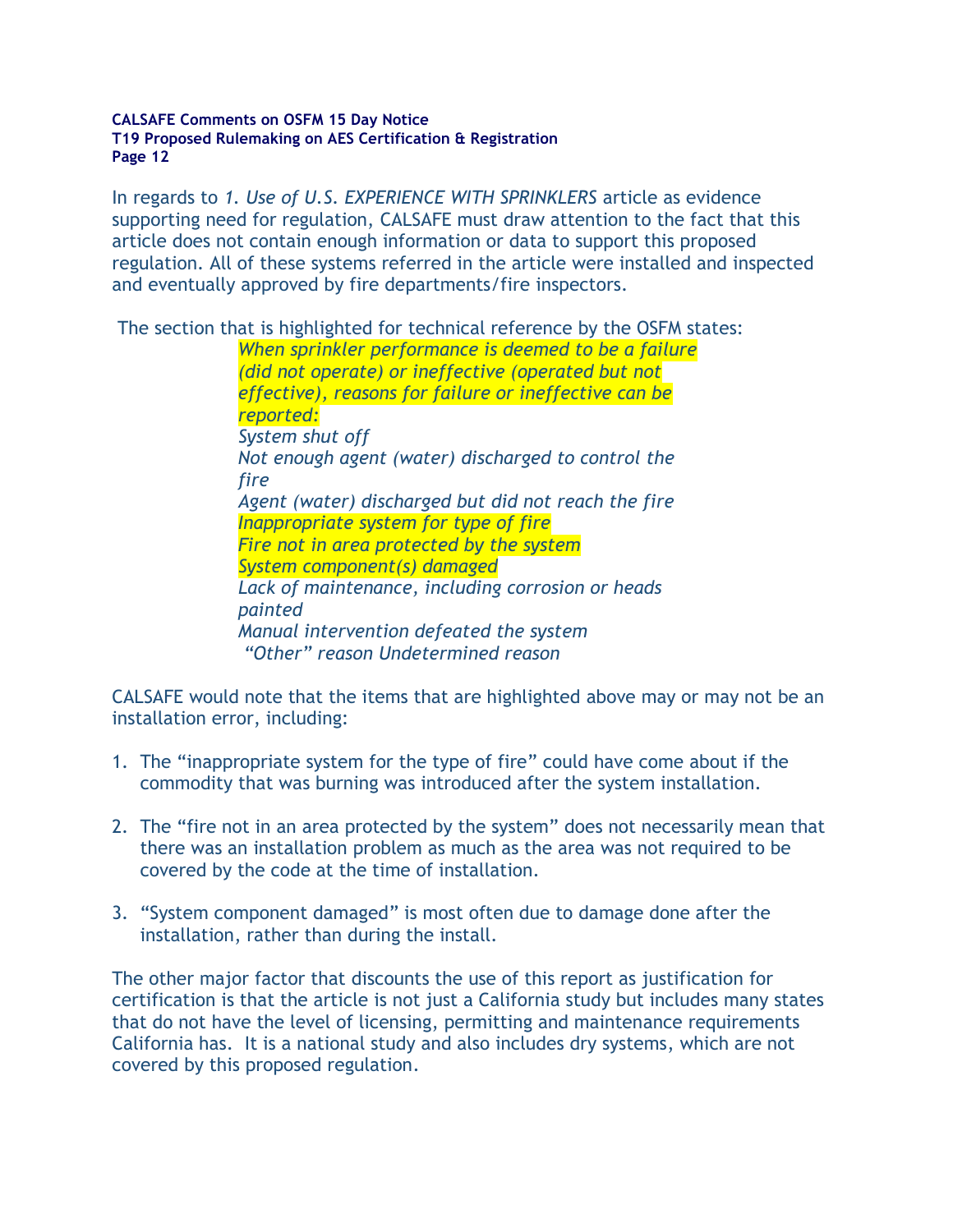In regards to *1. Use of U.S. EXPERIENCE WITH SPRINKLERS* article as evidence supporting need for regulation, CALSAFE must draw attention to the fact that this article does not contain enough information or data to support this proposed regulation. All of these systems referred in the article were installed and inspected and eventually approved by fire departments/fire inspectors.

The section that is highlighted for technical reference by the OSFM states:

> *When sprinkler performance is deemed to be a failure (did not operate) or ineffective (operated but not effective), reasons for failure or ineffective can be reported:*
> *System shut off*
> *Not enough agent (water) discharged to control the fire*
> *Agent (water) discharged but did not reach the fire*
> *Inappropriate system for type of fire*
> *Fire not in area protected by the system*
> *System component(s) damaged*
> *Lack of maintenance, including corrosion or heads painted*
> *Manual intervention defeated the system*
> *"Other" reason Undetermined reason*

CALSAFE would note that the items that are highlighted above may or may not be an installation error, including:

1. The "inappropriate system for the type of fire" could have come about if the commodity that was burning was introduced after the system installation.

2. The "fire not in an area protected by the system" does not necessarily mean that there was an installation problem as much as the area was not required to be covered by the code at the time of installation.

3. "System component damaged" is most often due to damage done after the installation, rather than during the install.

The other major factor that discounts the use of this report as justification for certification is that the article is not just a California study but includes many states that do not have the level of licensing, permitting and maintenance requirements California has. It is a national study and also includes dry systems, which are not covered by this proposed regulation.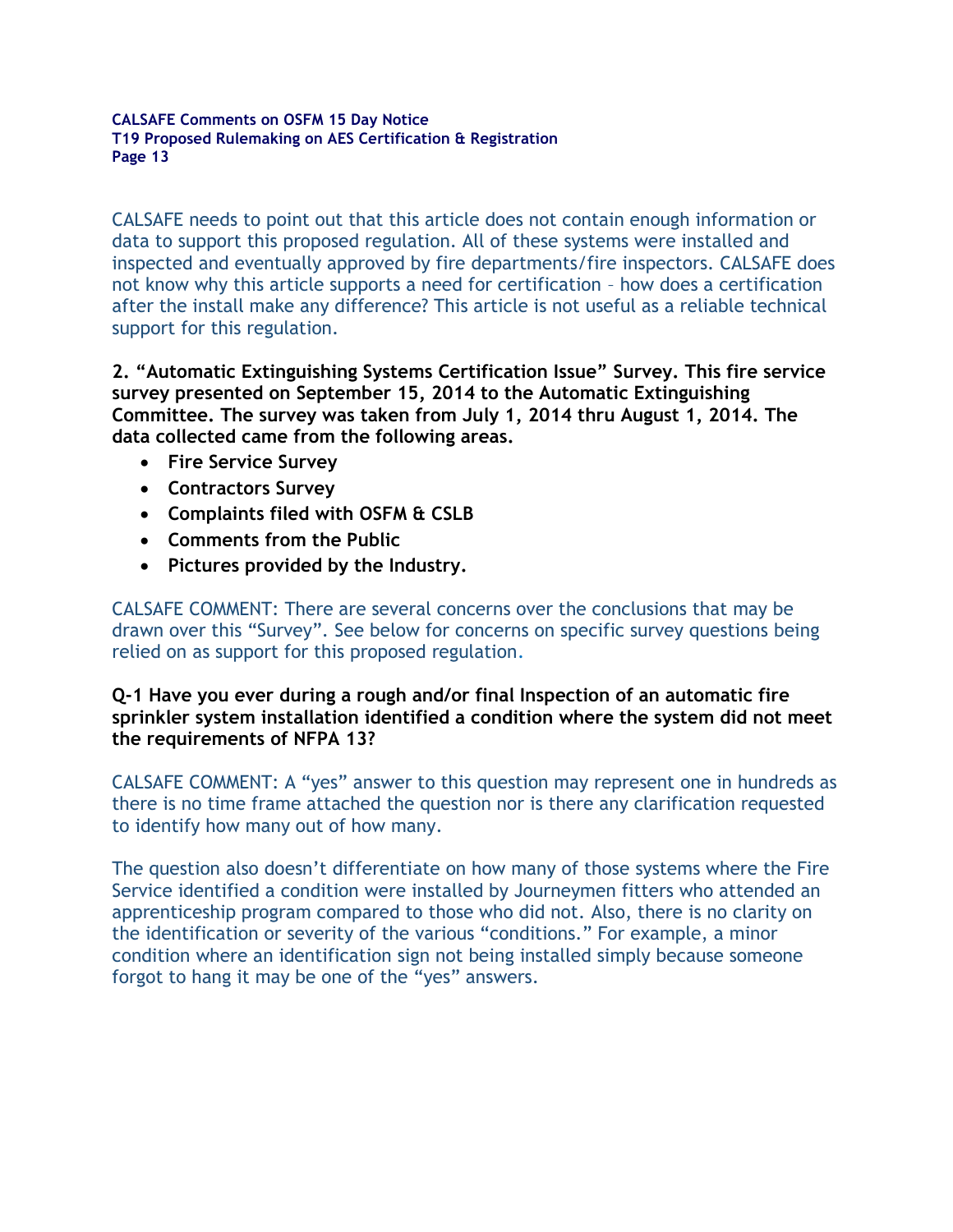CALSAFE needs to point out that this article does not contain enough information or data to support this proposed regulation. All of these systems were installed and inspected and eventually approved by fire departments/fire inspectors. CALSAFE does not know why this article supports a need for certification – how does a certification after the install make any difference? This article is not useful as a reliable technical support for this regulation.

**2. "Automatic Extinguishing Systems Certification Issue" Survey. This fire service survey presented on September 15, 2014 to the Automatic Extinguishing Committee. The survey was taken from July 1, 2014 thru August 1, 2014. The data collected came from the following areas.**

- **Fire Service Survey**
- **Contractors Survey**
- **Complaints filed with OSFM & CSLB**
- **Comments from the Public**
- **Pictures provided by the Industry.**

CALSAFE COMMENT: There are several concerns over the conclusions that may be drawn over this "Survey". See below for concerns on specific survey questions being relied on as support for this proposed regulation.

**Q-1 Have you ever during a rough and/or final Inspection of an automatic fire sprinkler system installation identified a condition where the system did not meet the requirements of NFPA 13?**

CALSAFE COMMENT: A "yes" answer to this question may represent one in hundreds as there is no time frame attached the question nor is there any clarification requested to identify how many out of how many.

The question also doesn't differentiate on how many of those systems where the Fire Service identified a condition were installed by Journeymen fitters who attended an apprenticeship program compared to those who did not. Also, there is no clarity on the identification or severity of the various "conditions." For example, a minor condition where an identification sign not being installed simply because someone forgot to hang it may be one of the "yes" answers.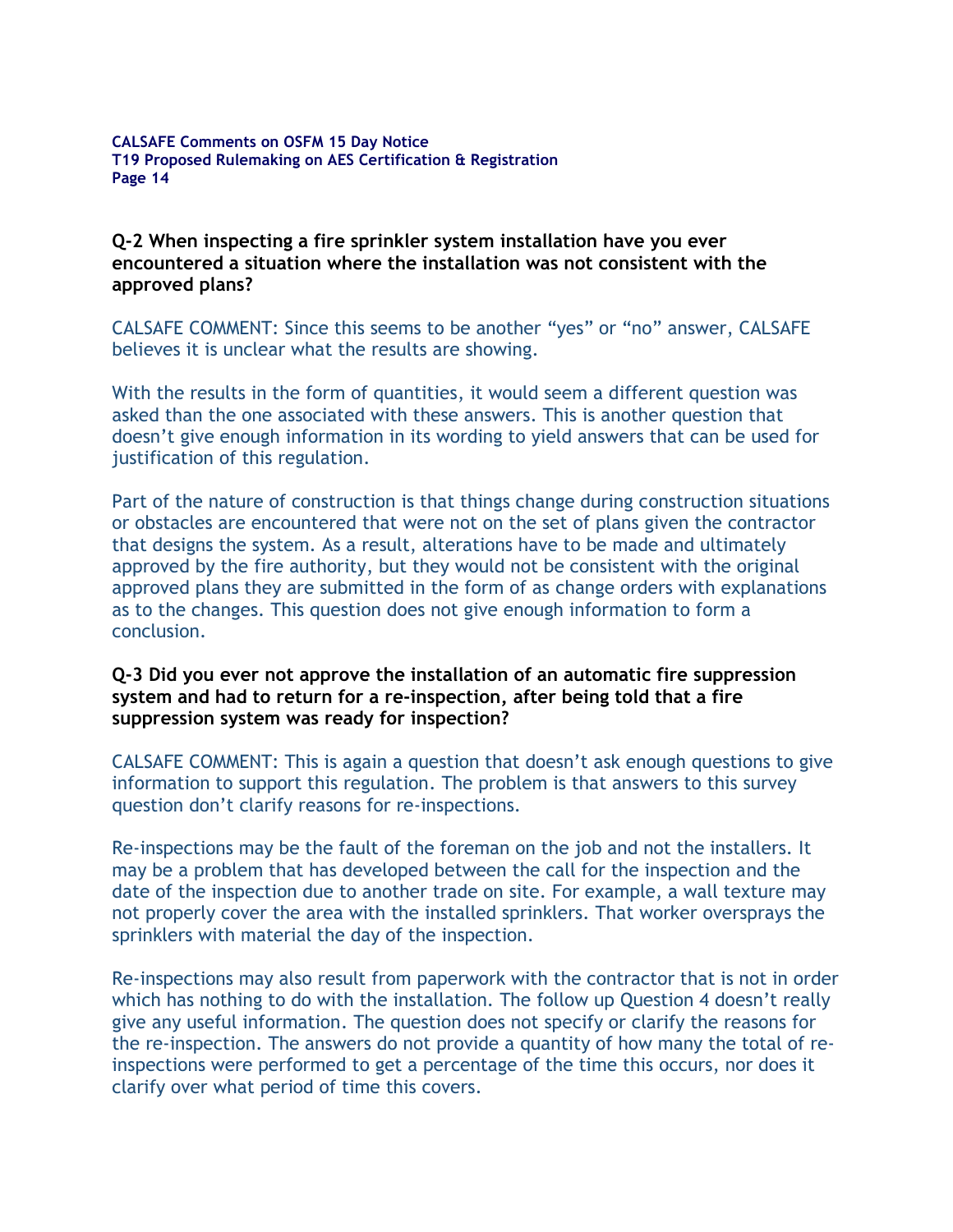**Q-2 When inspecting a fire sprinkler system installation have you ever encountered a situation where the installation was not consistent with the approved plans?**

CALSAFE COMMENT: Since this seems to be another "yes" or "no" answer, CALSAFE believes it is unclear what the results are showing.

With the results in the form of quantities, it would seem a different question was asked than the one associated with these answers. This is another question that doesn't give enough information in its wording to yield answers that can be used for justification of this regulation.

Part of the nature of construction is that things change during construction situations or obstacles are encountered that were not on the set of plans given the contractor that designs the system. As a result, alterations have to be made and ultimately approved by the fire authority, but they would not be consistent with the original approved plans they are submitted in the form of as change orders with explanations as to the changes. This question does not give enough information to form a conclusion.

**Q-3 Did you ever not approve the installation of an automatic fire suppression system and had to return for a re-inspection, after being told that a fire suppression system was ready for inspection?**

CALSAFE COMMENT: This is again a question that doesn't ask enough questions to give information to support this regulation. The problem is that answers to this survey question don't clarify reasons for re-inspections.

Re-inspections may be the fault of the foreman on the job and not the installers. It may be a problem that has developed between the call for the inspection and the date of the inspection due to another trade on site. For example, a wall texture may not properly cover the area with the installed sprinklers. That worker oversprays the sprinklers with material the day of the inspection.

Re-inspections may also result from paperwork with the contractor that is not in order which has nothing to do with the installation. The follow up Question 4 doesn't really give any useful information. The question does not specify or clarify the reasons for the re-inspection. The answers do not provide a quantity of how many the total of re-inspections were performed to get a percentage of the time this occurs, nor does it clarify over what period of time this covers.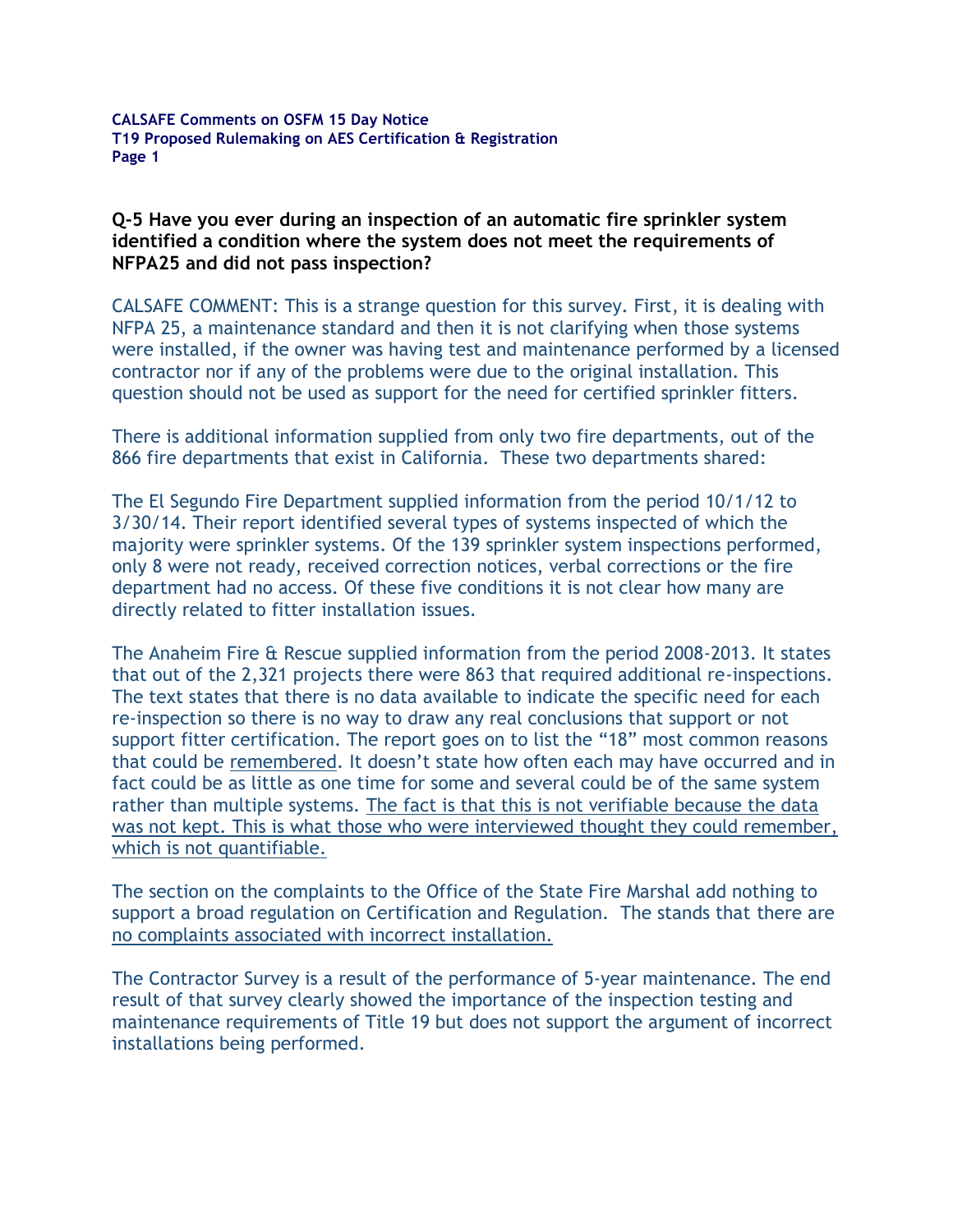**Q-5 Have you ever during an inspection of an automatic fire sprinkler system identified a condition where the system does not meet the requirements of NFPA25 and did not pass inspection?**

CALSAFE COMMENT: This is a strange question for this survey. First, it is dealing with NFPA 25, a maintenance standard and then it is not clarifying when those systems were installed, if the owner was having test and maintenance performed by a licensed contractor nor if any of the problems were due to the original installation. This question should not be used as support for the need for certified sprinkler fitters.

There is additional information supplied from only two fire departments, out of the 866 fire departments that exist in California. These two departments shared:

The El Segundo Fire Department supplied information from the period 10/1/12 to 3/30/14. Their report identified several types of systems inspected of which the majority were sprinkler systems. Of the 139 sprinkler system inspections performed, only 8 were not ready, received correction notices, verbal corrections or the fire department had no access. Of these five conditions it is not clear how many are directly related to fitter installation issues.

The Anaheim Fire & Rescue supplied information from the period 2008-2013. It states that out of the 2,321 projects there were 863 that required additional re-inspections. The text states that there is no data available to indicate the specific need for each re-inspection so there is no way to draw any real conclusions that support or not support fitter certification. The report goes on to list the "18" most common reasons that could be <u>remembered</u>. It doesn't state how often each may have occurred and in fact could be as little as one time for some and several could be of the same system rather than multiple systems. <u>The fact is that this is not verifiable because the data was not kept. This is what those who were interviewed thought they could remember, which is not quantifiable.</u>

The section on the complaints to the Office of the State Fire Marshal add nothing to support a broad regulation on Certification and Regulation. The stands that there are <u>no complaints associated with incorrect installation.</u>

The Contractor Survey is a result of the performance of 5-year maintenance. The end result of that survey clearly showed the importance of the inspection testing and maintenance requirements of Title 19 but does not support the argument of incorrect installations being performed.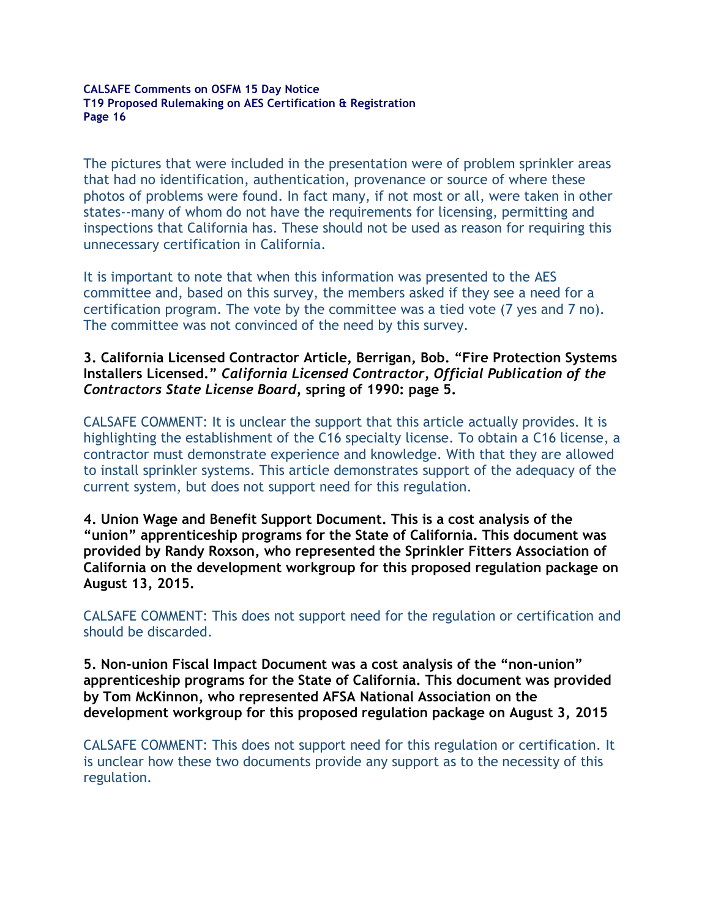The pictures that were included in the presentation were of problem sprinkler areas that had no identification, authentication, provenance or source of where these photos of problems were found. In fact many, if not most or all, were taken in other states--many of whom do not have the requirements for licensing, permitting and inspections that California has. These should not be used as reason for requiring this unnecessary certification in California.

It is important to note that when this information was presented to the AES committee and, based on this survey, the members asked if they see a need for a certification program. The vote by the committee was a tied vote (7 yes and 7 no). The committee was not convinced of the need by this survey.

**3. California Licensed Contractor Article, Berrigan, Bob. "Fire Protection Systems Installers Licensed." *California Licensed Contractor*, *Official Publication of the Contractors State License Board*, spring of 1990: page 5.**

CALSAFE COMMENT: It is unclear the support that this article actually provides. It is highlighting the establishment of the C16 specialty license. To obtain a C16 license, a contractor must demonstrate experience and knowledge. With that they are allowed to install sprinkler systems. This article demonstrates support of the adequacy of the current system, but does not support need for this regulation.

**4. Union Wage and Benefit Support Document. This is a cost analysis of the "union" apprenticeship programs for the State of California. This document was provided by Randy Roxson, who represented the Sprinkler Fitters Association of California on the development workgroup for this proposed regulation package on August 13, 2015.**

CALSAFE COMMENT: This does not support need for the regulation or certification and should be discarded.

**5. Non-union Fiscal Impact Document was a cost analysis of the "non-union" apprenticeship programs for the State of California. This document was provided by Tom McKinnon, who represented AFSA National Association on the development workgroup for this proposed regulation package on August 3, 2015**

CALSAFE COMMENT: This does not support need for this regulation or certification. It is unclear how these two documents provide any support as to the necessity of this regulation.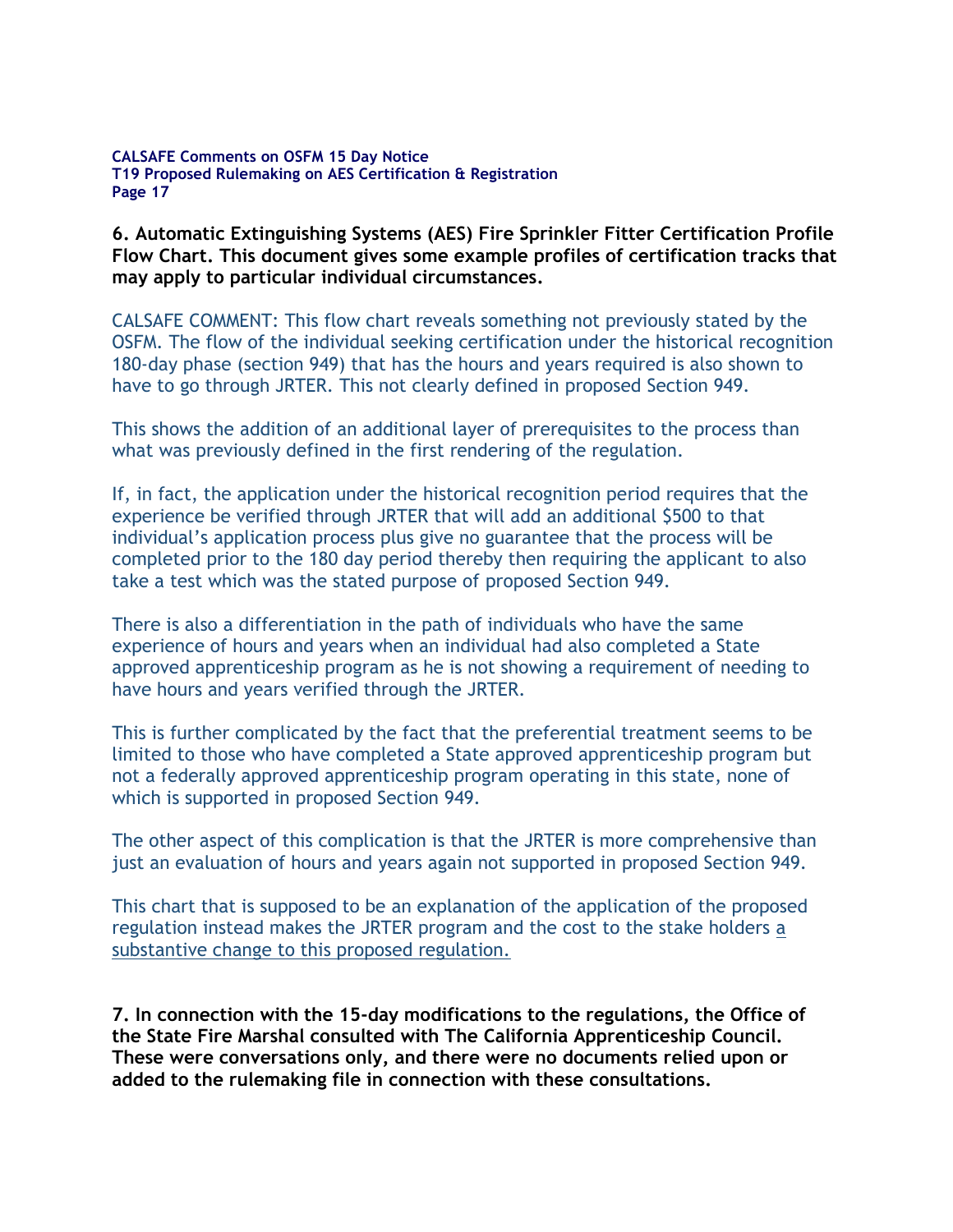**6. Automatic Extinguishing Systems (AES) Fire Sprinkler Fitter Certification Profile Flow Chart. This document gives some example profiles of certification tracks that may apply to particular individual circumstances.**

CALSAFE COMMENT: This flow chart reveals something not previously stated by the OSFM. The flow of the individual seeking certification under the historical recognition 180-day phase (section 949) that has the hours and years required is also shown to have to go through JRTER. This not clearly defined in proposed Section 949.

This shows the addition of an additional layer of prerequisites to the process than what was previously defined in the first rendering of the regulation.

If, in fact, the application under the historical recognition period requires that the experience be verified through JRTER that will add an additional $500 to that individual's application process plus give no guarantee that the process will be completed prior to the 180 day period thereby then requiring the applicant to also take a test which was the stated purpose of proposed Section 949.

There is also a differentiation in the path of individuals who have the same experience of hours and years when an individual had also completed a State approved apprenticeship program as he is not showing a requirement of needing to have hours and years verified through the JRTER.

This is further complicated by the fact that the preferential treatment seems to be limited to those who have completed a State approved apprenticeship program but not a federally approved apprenticeship program operating in this state, none of which is supported in proposed Section 949.

The other aspect of this complication is that the JRTER is more comprehensive than just an evaluation of hours and years again not supported in proposed Section 949.

This chart that is supposed to be an explanation of the application of the proposed regulation instead makes the JRTER program and the cost to the stake holders <u>a substantive change to this proposed regulation.</u>

**7. In connection with the 15-day modifications to the regulations, the Office of the State Fire Marshal consulted with The California Apprenticeship Council. These were conversations only, and there were no documents relied upon or added to the rulemaking file in connection with these consultations.**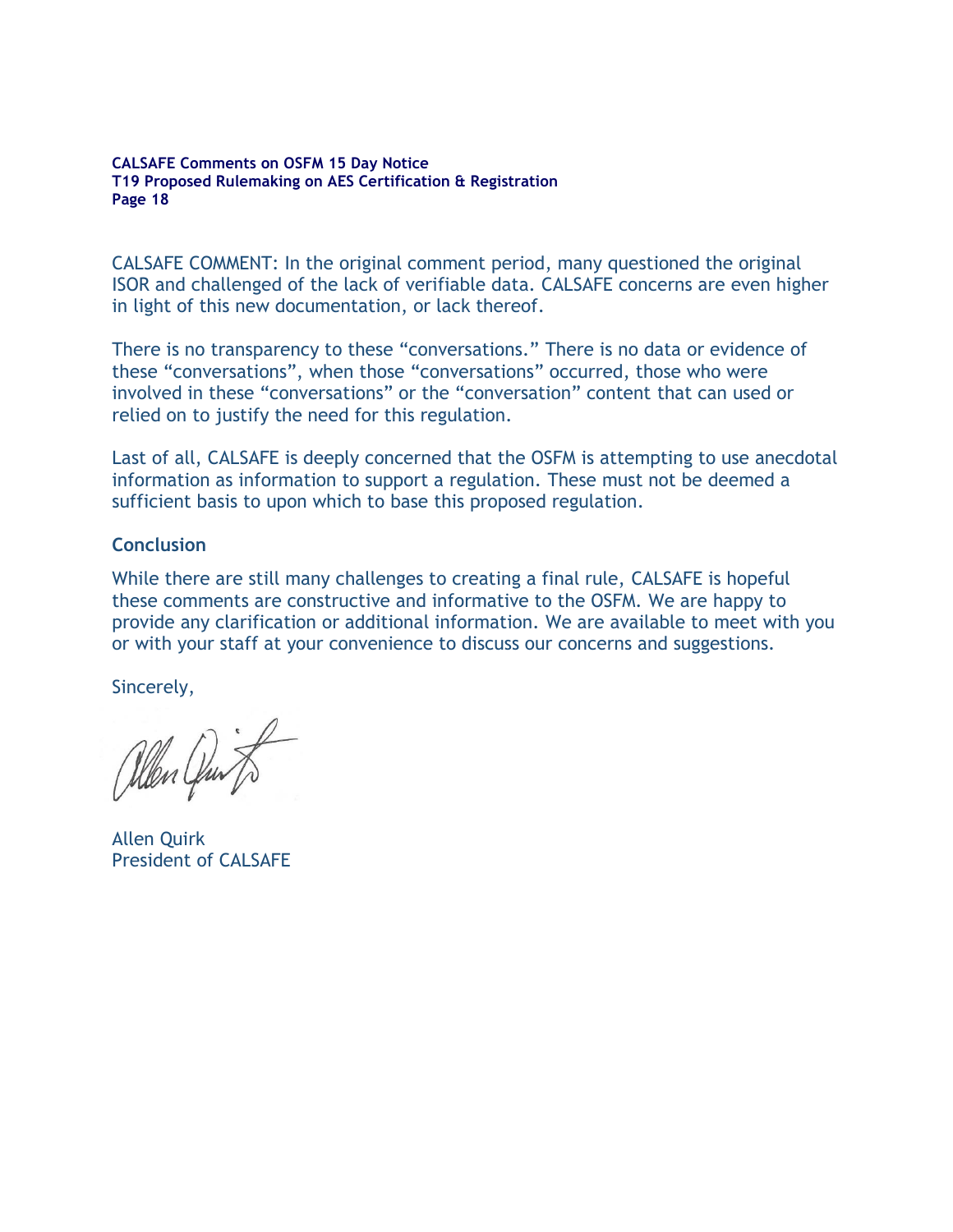CALSAFE COMMENT: In the original comment period, many questioned the original ISOR and challenged of the lack of verifiable data. CALSAFE concerns are even higher in light of this new documentation, or lack thereof.

There is no transparency to these "conversations." There is no data or evidence of these "conversations", when those "conversations" occurred, those who were involved in these "conversations" or the "conversation" content that can used or relied on to justify the need for this regulation.

Last of all, CALSAFE is deeply concerned that the OSFM is attempting to use anecdotal information as information to support a regulation. These must not be deemed a sufficient basis to upon which to base this proposed regulation.

## Conclusion

While there are still many challenges to creating a final rule, CALSAFE is hopeful these comments are constructive and informative to the OSFM. We are happy to provide any clarification or additional information. We are available to meet with you or with your staff at your convenience to discuss our concerns and suggestions.

Sincerely,

Allen Quirk
President of CALSAFE